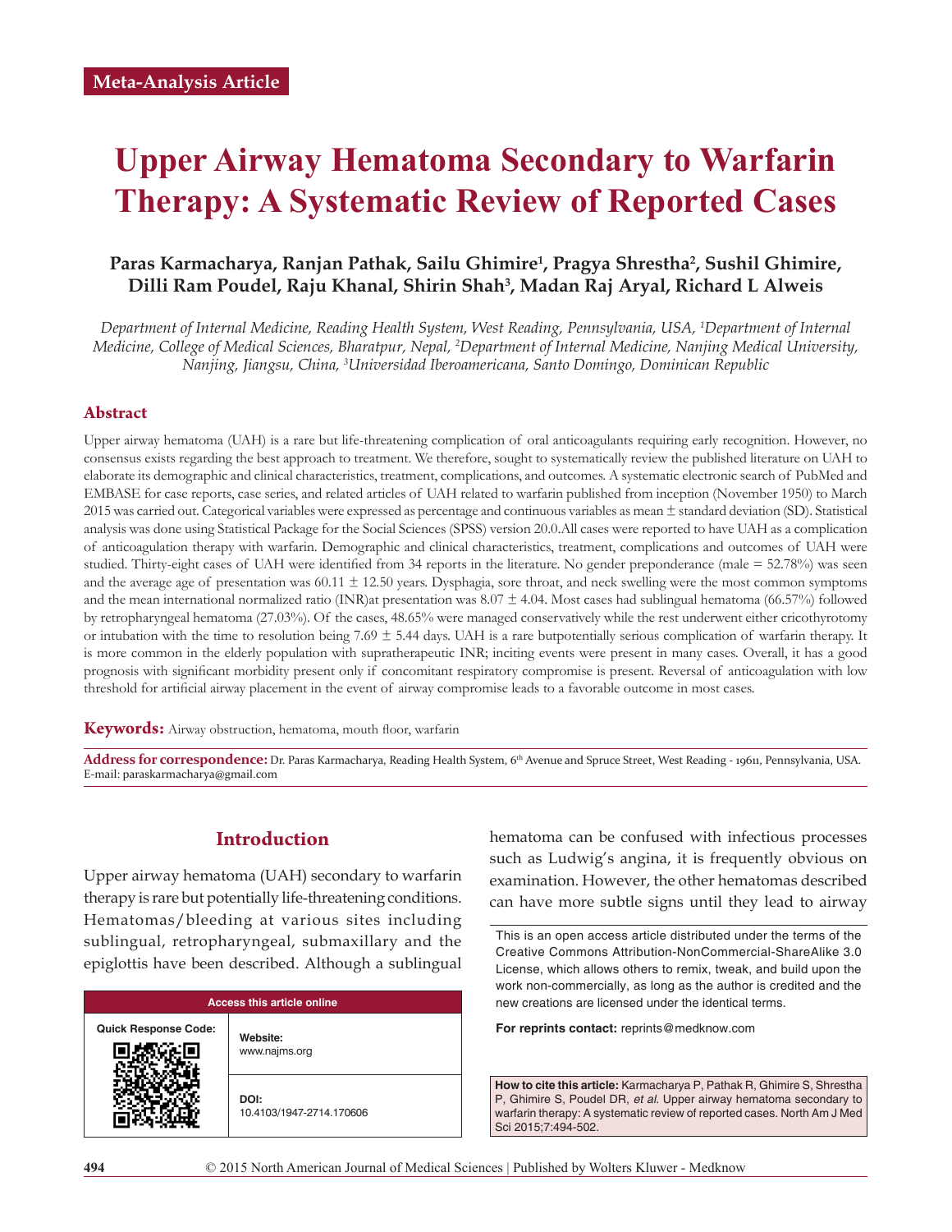Meta-Analysis Article

# Upper Airway Hematoma Secondary to Warfarin Therapy: A Systematic Review of Reported Cases

**Paras Karmacharya, Ranjan Pathak, Sailu Ghimire[1], Pragya Shrestha[2], Sushil Ghimire, Dilli Ram Poudel, Raju Khanal, Shirin Shah[3], Madan Raj Aryal, Richard L Alweis**

*Department of Internal Medicine, Reading Health System, West Reading, Pennsylvania, USA, [1]Department of Internal Medicine, College of Medical Sciences, Bharatpur, Nepal, [2]Department of Internal Medicine, Nanjing Medical University, Nanjing, Jiangsu, China, [3]Universidad Iberoamericana, Santo Domingo, Dominican Republic*

## Abstract

Upper airway hematoma (UAH) is a rare but life-threatening complication of oral anticoagulants requiring early recognition. However, no consensus exists regarding the best approach to treatment. We therefore, sought to systematically review the published literature on UAH to elaborate its demographic and clinical characteristics, treatment, complications, and outcomes. A systematic electronic search of PubMed and EMBASE for case reports, case series, and related articles of UAH related to warfarin published from inception (November 1950) to March 2015 was carried out. Categorical variables were expressed as percentage and continuous variables as mean ± standard deviation (SD). Statistical analysis was done using Statistical Package for the Social Sciences (SPSS) version 20.0.All cases were reported to have UAH as a complication of anticoagulation therapy with warfarin. Demographic and clinical characteristics, treatment, complications and outcomes of UAH were studied. Thirty-eight cases of UAH were identified from 34 reports in the literature. No gender preponderance (male = 52.78%) was seen and the average age of presentation was 60.11 ± 12.50 years. Dysphagia, sore throat, and neck swelling were the most common symptoms and the mean international normalized ratio (INR)at presentation was 8.07 ± 4.04. Most cases had sublingual hematoma (66.57%) followed by retropharyngeal hematoma (27.03%). Of the cases, 48.65% were managed conservatively while the rest underwent either cricothyrotomy or intubation with the time to resolution being 7.69 ± 5.44 days. UAH is a rare butpotentially serious complication of warfarin therapy. It is more common in the elderly population with supratherapeutic INR; inciting events were present in many cases. Overall, it has a good prognosis with significant morbidity present only if concomitant respiratory compromise is present. Reversal of anticoagulation with low threshold for artificial airway placement in the event of airway compromise leads to a favorable outcome in most cases.

**Keywords:** Airway obstruction, hematoma, mouth floor, warfarin

**Address for correspondence:** Dr. Paras Karmacharya, Reading Health System, 6th Avenue and Spruce Street, West Reading - 19611, Pennsylvania, USA. E-mail: paraskarmacharya@gmail.com

## Introduction

Upper airway hematoma (UAH) secondary to warfarin therapy is rare but potentially life-threatening conditions. Hematomas/bleeding at various sites including sublingual, retropharyngeal, submaxillary and the epiglottis have been described. Although a sublingual hematoma can be confused with infectious processes such as Ludwig's angina, it is frequently obvious on examination. However, the other hematomas described can have more subtle signs until they lead to airway

| Access this article online | |
|---|---|
| Quick Response Code: | Website: www.najms.org |
| | DOI: 10.4103/1947-2714.170606 |

This is an open access article distributed under the terms of the Creative Commons Attribution-NonCommercial-ShareAlike 3.0 License, which allows others to remix, tweak, and build upon the work non-commercially, as long as the author is credited and the new creations are licensed under the identical terms.

**For reprints contact:** reprints@medknow.com

**How to cite this article:** Karmacharya P, Pathak R, Ghimire S, Shrestha P, Ghimire S, Poudel DR, *et al*. Upper airway hematoma secondary to warfarin therapy: A systematic review of reported cases. North Am J Med Sci 2015;7:494-502.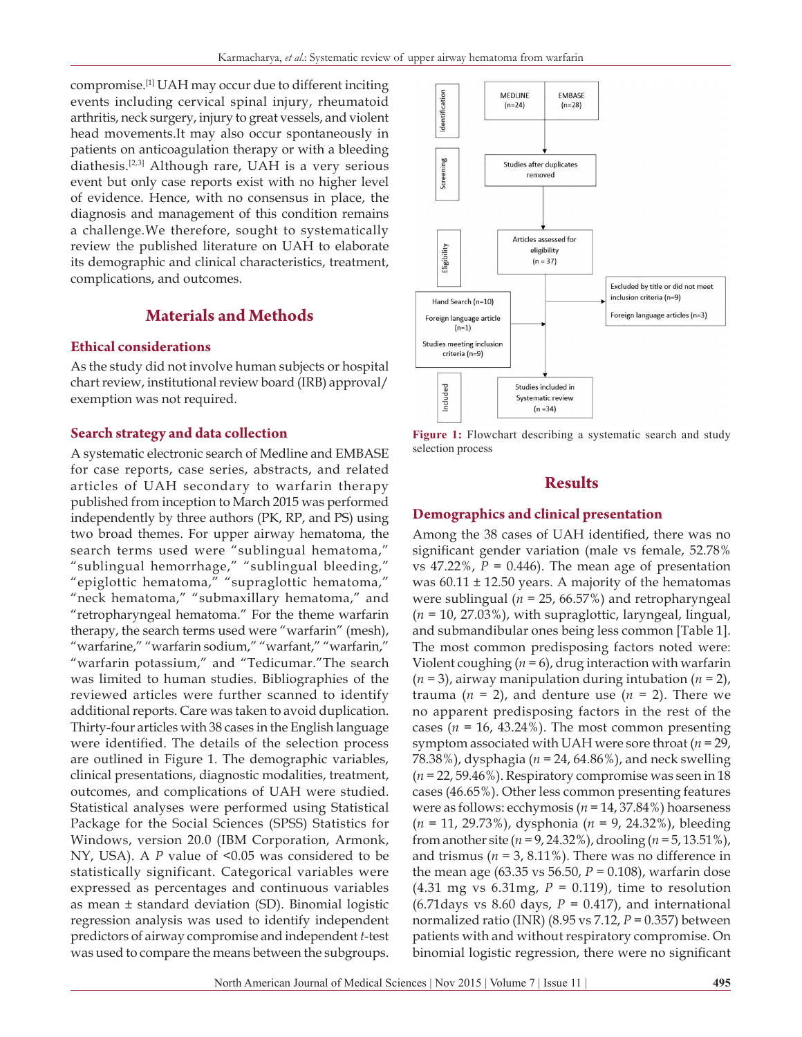compromise.[1] UAH may occur due to different inciting events including cervical spinal injury, rheumatoid arthritis, neck surgery, injury to great vessels, and violent head movements.It may also occur spontaneously in patients on anticoagulation therapy or with a bleeding diathesis.[2,3] Although rare, UAH is a very serious event but only case reports exist with no higher level of evidence. Hence, with no consensus in place, the diagnosis and management of this condition remains a challenge.We therefore, sought to systematically review the published literature on UAH to elaborate its demographic and clinical characteristics, treatment, complications, and outcomes.

## Materials and Methods

### Ethical considerations

As the study did not involve human subjects or hospital chart review, institutional review board (IRB) approval/ exemption was not required.

### Search strategy and data collection

A systematic electronic search of Medline and EMBASE for case reports, case series, abstracts, and related articles of UAH secondary to warfarin therapy published from inception to March 2015 was performed independently by three authors (PK, RP, and PS) using two broad themes. For upper airway hematoma, the search terms used were "sublingual hematoma," "sublingual hemorrhage," "sublingual bleeding," "epiglottic hematoma," "supraglottic hematoma," "neck hematoma," "submaxillary hematoma," and "retropharyngeal hematoma." For the theme warfarin therapy, the search terms used were "warfarin" (mesh), "warfarine," "warfarin sodium," "warfant," "warfarin," "warfarin potassium," and "Tedicumar."The search was limited to human studies. Bibliographies of the reviewed articles were further scanned to identify additional reports. Care was taken to avoid duplication. Thirty-four articles with 38 cases in the English language were identified. The details of the selection process are outlined in Figure 1. The demographic variables, clinical presentations, diagnostic modalities, treatment, outcomes, and complications of UAH were studied. Statistical analyses were performed using Statistical Package for the Social Sciences (SPSS) Statistics for Windows, version 20.0 (IBM Corporation, Armonk, NY, USA). A $P$ value of <0.05 was considered to be statistically significant. Categorical variables were expressed as percentages and continuous variables as mean ± standard deviation (SD). Binomial logistic regression analysis was used to identify independent predictors of airway compromise and independent $t$-test was used to compare the means between the subgroups.

Identification: MEDLINE (n=24) | EMBASE (n=28)

Screening: Studies after duplicates removed

Eligibility: Articles assessed for eligibility (n = 37)

Excluded by title or did not meet inclusion criteria (n=9); Foreign language articles (n=3)

Hand Search (n=10); Foreign language article (n=1); Studies meeting inclusion criteria (n=9)

Included: Studies included in Systematic review (n =34)

**Figure 1:** Flowchart describing a systematic search and study selection process

## Results

### Demographics and clinical presentation

Among the 38 cases of UAH identified, there was no significant gender variation (male vs female, 52.78% vs 47.22%, $P$ = 0.446). The mean age of presentation was 60.11 ± 12.50 years. A majority of the hematomas were sublingual ($n$ = 25, 66.57%) and retropharyngeal ($n$ = 10, 27.03%), with supraglottic, laryngeal, lingual, and submandibular ones being less common [Table 1]. The most common predisposing factors noted were: Violent coughing ($n$ = 6), drug interaction with warfarin ($n$ = 3), airway manipulation during intubation ($n$ = 2), trauma ($n$ = 2), and denture use ($n$ = 2). There we no apparent predisposing factors in the rest of the cases ($n$ = 16, 43.24%). The most common presenting symptom associated with UAH were sore throat ($n$ = 29, 78.38%), dysphagia ($n$ = 24, 64.86%), and neck swelling ($n$ = 22, 59.46%). Respiratory compromise was seen in 18 cases (46.65%). Other less common presenting features were as follows: ecchymosis ($n$ = 14, 37.84%) hoarseness ($n$ = 11, 29.73%), dysphonia ($n$ = 9, 24.32%), bleeding from another site ($n$ = 9, 24.32%), drooling ($n$ = 5, 13.51%), and trismus ($n$ = 3, 8.11%). There was no difference in the mean age (63.35 vs 56.50, $P$ = 0.108), warfarin dose (4.31 mg vs 6.31mg, $P$ = 0.119), time to resolution (6.71days vs 8.60 days, $P$ = 0.417), and international normalized ratio (INR) (8.95 vs 7.12, $P$ = 0.357) between patients with and without respiratory compromise. On binomial logistic regression, there were no significant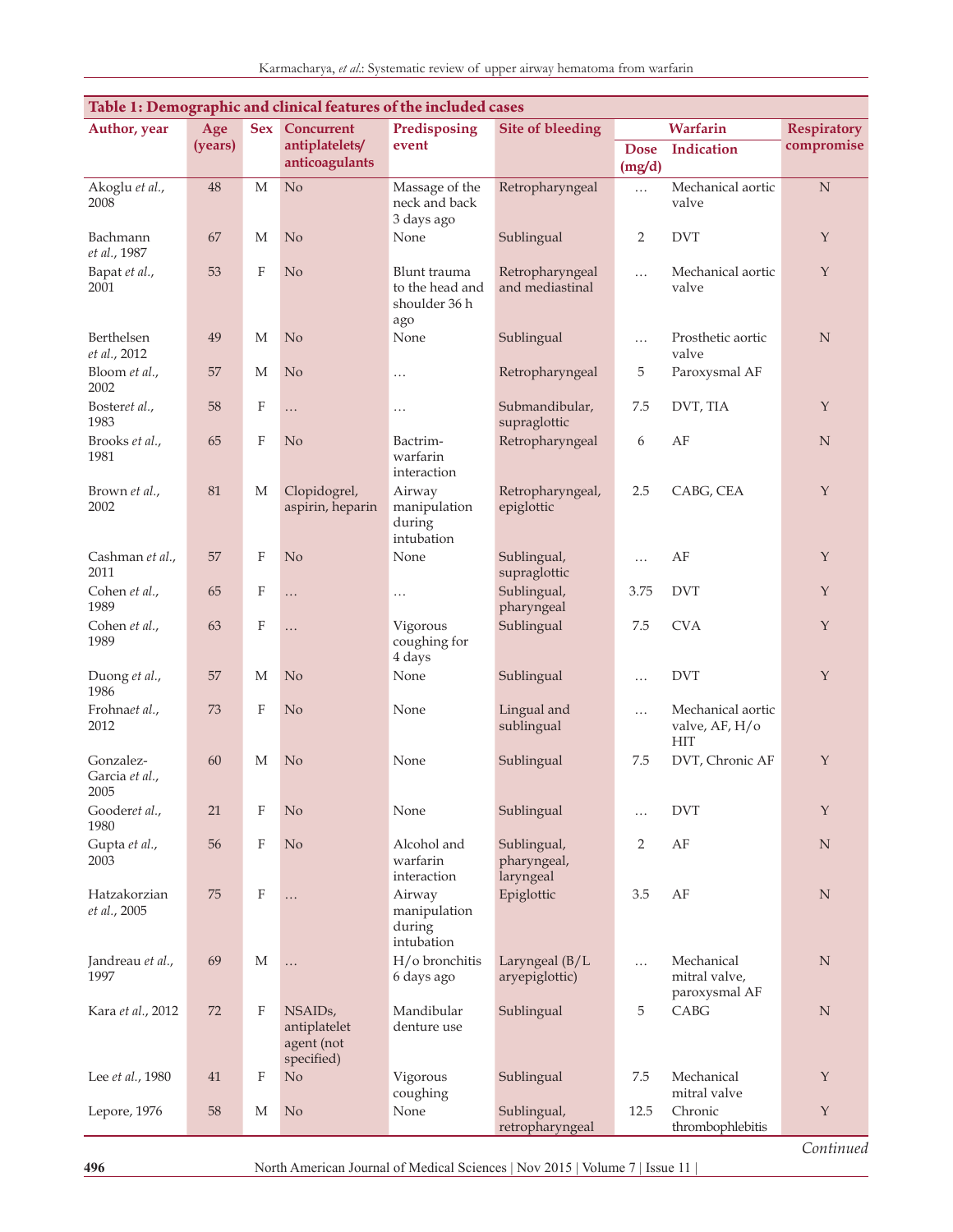**Table 1: Demographic and clinical features of the included cases**

| Author, year | Age (years) | Sex | Concurrent antiplatelets/ anticoagulants | Predisposing event | Site of bleeding | Warfarin | | Respiratory compromise |
|---|---|---|---|---|---|---|---|---|
| | | | | | | Dose (mg/d) | Indication | |
| Akoglu *et al.*, 2008 | 48 | M | No | Massage of the neck and back 3 days ago | Retropharyngeal | … | Mechanical aortic valve | N |
| Bachmann *et al.*, 1987 | 67 | M | No | None | Sublingual | 2 | DVT | Y |
| Bapat *et al.*, 2001 | 53 | F | No | Blunt trauma to the head and shoulder 36 h ago | Retropharyngeal and mediastinal | … | Mechanical aortic valve | Y |
| Berthelsen *et al.*, 2012 | 49 | M | No | None | Sublingual | … | Prosthetic aortic valve | N |
| Bloom *et al.*, 2002 | 57 | M | No | … | Retropharyngeal | 5 | Paroxysmal AF | |
| Boster*et al.*, 1983 | 58 | F | … | … | Submandibular, supraglottic | 7.5 | DVT, TIA | Y |
| Brooks *et al.*, 1981 | 65 | F | No | Bactrim-warfarin interaction | Retropharyngeal | 6 | AF | N |
| Brown *et al.*, 2002 | 81 | M | Clopidogrel, aspirin, heparin | Airway manipulation during intubation | Retropharyngeal, epiglottic | 2.5 | CABG, CEA | Y |
| Cashman *et al.*, 2011 | 57 | F | No | None | Sublingual, supraglottic | … | AF | Y |
| Cohen *et al.*, 1989 | 65 | F | … | … | Sublingual, pharyngeal | 3.75 | DVT | Y |
| Cohen *et al.*, 1989 | 63 | F | … | Vigorous coughing for 4 days | Sublingual | 7.5 | CVA | Y |
| Duong *et al.*, 1986 | 57 | M | No | None | Sublingual | … | DVT | Y |
| Frohna*et al.*, 2012 | 73 | F | No | None | Lingual and sublingual | … | Mechanical aortic valve, AF, H/o HIT | |
| Gonzalez-Garcia *et al.*, 2005 | 60 | M | No | None | Sublingual | 7.5 | DVT, Chronic AF | Y |
| Gooder*et al.*, 1980 | 21 | F | No | None | Sublingual | … | DVT | Y |
| Gupta *et al.*, 2003 | 56 | F | No | Alcohol and warfarin interaction | Sublingual, pharyngeal, laryngeal | 2 | AF | N |
| Hatzakorzian *et al.*, 2005 | 75 | F | … | Airway manipulation during intubation | Epiglottic | 3.5 | AF | N |
| Jandreau *et al.*, 1997 | 69 | M | … | H/o bronchitis 6 days ago | Laryngeal (B/L aryepiglottic) | … | Mechanical mitral valve, paroxysmal AF | N |
| Kara *et al.*, 2012 | 72 | F | NSAIDs, antiplatelet agent (not specified) | Mandibular denture use | Sublingual | 5 | CABG | N |
| Lee *et al.*, 1980 | 41 | F | No | Vigorous coughing | Sublingual | 7.5 | Mechanical mitral valve | Y |
| Lepore, 1976 | 58 | M | No | None | Sublingual, retropharyngeal | 12.5 | Chronic thrombophlebitis | Y |

*Continued*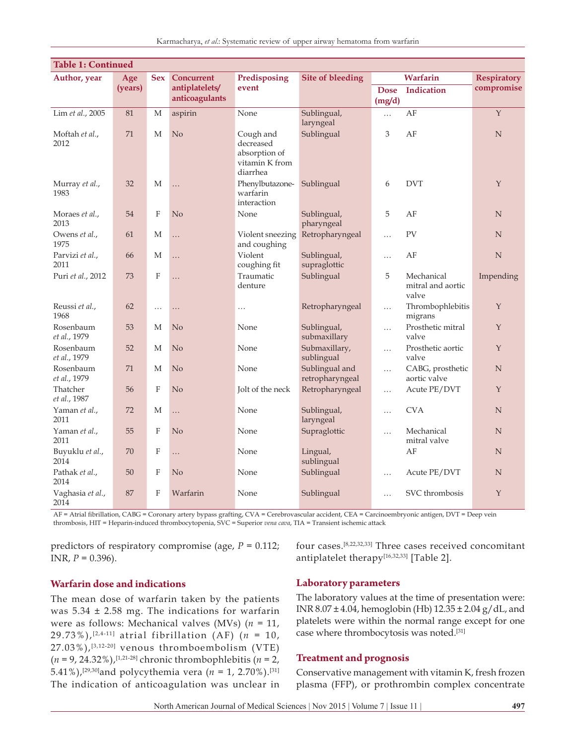**Table 1: Continued**

| Author, year | Age (years) | Sex | Concurrent antiplatelets/ anticoagulants | Predisposing event | Site of bleeding | Warfarin | | Respiratory compromise |
|---|---|---|---|---|---|---|---|---|
| | | | | | | Dose (mg/d) | Indication | |
| Lim *et al.*, 2005 | 81 | M | aspirin | None | Sublingual, laryngeal | … | AF | Y |
| Moftah *et al.*, 2012 | 71 | M | No | Cough and decreased absorption of vitamin K from diarrhea | Sublingual | 3 | AF | N |
| Murray *et al.*, 1983 | 32 | M | … | Phenylbutazone-warfarin interaction | Sublingual | 6 | DVT | Y |
| Moraes *et al.*, 2013 | 54 | F | No | None | Sublingual, pharyngeal | 5 | AF | N |
| Owens *et al.*, 1975 | 61 | M | … | Violent sneezing and coughing | Retropharyngeal | … | PV | N |
| Parvizi *et al.*, 2011 | 66 | M | … | Violent coughing fit | Sublingual, supraglottic | … | AF | N |
| Puri *et al.*, 2012 | 73 | F | … | Traumatic denture | Sublingual | 5 | Mechanical mitral and aortic valve | Impending |
| Reussi *et al.*, 1968 | 62 | … | … | … | Retropharyngeal | … | Thrombophlebitis migrans | Y |
| Rosenbaum *et al.*, 1979 | 53 | M | No | None | Sublingual, submaxillary | … | Prosthetic mitral valve | Y |
| Rosenbaum *et al.*, 1979 | 52 | M | No | None | Submaxillary, sublingual | … | Prosthetic aortic valve | Y |
| Rosenbaum *et al.*, 1979 | 71 | M | No | None | Sublingual and retropharyngeal | … | CABG, prosthetic aortic valve | N |
| Thatcher *et al.*, 1987 | 56 | F | No | Jolt of the neck | Retropharyngeal | … | Acute PE/DVT | Y |
| Yaman *et al.*, 2011 | 72 | M | … | None | Sublingual, laryngeal | … | CVA | N |
| Yaman *et al.*, 2011 | 55 | F | No | None | Supraglottic | … | Mechanical mitral valve | N |
| Buyuklu *et al.*, 2014 | 70 | F | … | None | Lingual, sublingual | | AF | N |
| Pathak *et al.*, 2014 | 50 | F | No | None | Sublingual | … | Acute PE/DVT | N |
| Vaghasia *et al.*, 2014 | 87 | F | Warfarin | None | Sublingual | … | SVC thrombosis | Y |

AF = Atrial fibrillation, CABG = Coronary artery bypass grafting, CVA = Cerebrovascular accident, CEA = Carcinoembryonic antigen, DVT = Deep vein thrombosis, HIT = Heparin-induced thrombocytopenia, SVC = Superior *vena cava*, TIA = Transient ischemic attack

predictors of respiratory compromise (age, $P = 0.112$; INR, $P = 0.396$).

## Warfarin dose and indications

The mean dose of warfarin taken by the patients was 5.34 ± 2.58 mg. The indications for warfarin were as follows: Mechanical valves (MVs) ($n = 11$, 29.73%),[2,4-11] atrial fibrillation (AF) ($n = 10$, 27.03%),[3,12-20] venous thromboembolism (VTE) ($n = 9$, 24.32%),[1,21-28] chronic thrombophlebitis ($n = 2$, 5.41%),[29,30] and polycythemia vera ($n = 1$, 2.70%).[31] The indication of anticoagulation was unclear in four cases.[8,22,32,33] Three cases received concomitant antiplatelet therapy[16,32,33] [Table 2].

## Laboratory parameters

The laboratory values at the time of presentation were: INR 8.07 ± 4.04, hemoglobin (Hb) 12.35 ± 2.04 g/dL, and platelets were within the normal range except for one case where thrombocytosis was noted.[31]

## Treatment and prognosis

Conservative management with vitamin K, fresh frozen plasma (FFP), or prothrombin complex concentrate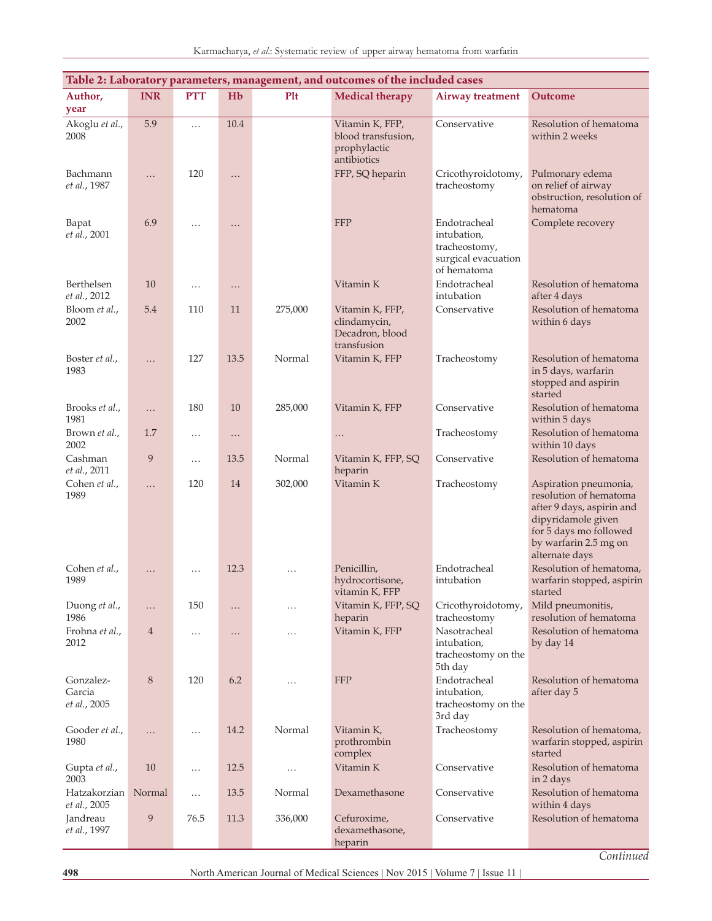**Table 2: Laboratory parameters, management, and outcomes of the included cases**

| Author, year | INR | PTT | Hb | Plt | Medical therapy | Airway treatment | Outcome |
|---|---|---|---|---|---|---|---|
| Akoglu *et al.*, 2008 | 5.9 | … | 10.4 | | Vitamin K, FFP, blood transfusion, prophylactic antibiotics | Conservative | Resolution of hematoma within 2 weeks |
| Bachmann *et al.*, 1987 | … | 120 | … | | FFP, SQ heparin | Cricothyroidotomy, tracheostomy | Pulmonary edema on relief of airway obstruction, resolution of hematoma |
| Bapat *et al.*, 2001 | 6.9 | … | … | | FFP | Endotracheal intubation, tracheostomy, surgical evacuation of hematoma | Complete recovery |
| Berthelsen *et al.*, 2012 | 10 | … | … | | Vitamin K | Endotracheal intubation | Resolution of hematoma after 4 days |
| Bloom *et al.*, 2002 | 5.4 | 110 | 11 | 275,000 | Vitamin K, FFP, clindamycin, Decadron, blood transfusion | Conservative | Resolution of hematoma within 6 days |
| Boster *et al.*, 1983 | … | 127 | 13.5 | Normal | Vitamin K, FFP | Tracheostomy | Resolution of hematoma in 5 days, warfarin stopped and aspirin started |
| Brooks *et al.*, 1981 | … | 180 | 10 | 285,000 | Vitamin K, FFP | Conservative | Resolution of hematoma within 5 days |
| Brown *et al.*, 2002 | 1.7 | … | … | | … | Tracheostomy | Resolution of hematoma within 10 days |
| Cashman *et al.*, 2011 | 9 | … | 13.5 | Normal | Vitamin K, FFP, SQ heparin | Conservative | Resolution of hematoma |
| Cohen *et al.*, 1989 | … | 120 | 14 | 302,000 | Vitamin K | Tracheostomy | Aspiration pneumonia, resolution of hematoma after 9 days, aspirin and dipyridamole given for 5 days mo followed by warfarin 2.5 mg on alternate days |
| Cohen *et al.*, 1989 | … | … | 12.3 | … | Penicillin, hydrocortisone, vitamin K, FFP | Endotracheal intubation | Resolution of hematoma, warfarin stopped, aspirin started |
| Duong *et al.*, 1986 | … | 150 | … | … | Vitamin K, FFP, SQ heparin | Cricothyroidotomy, tracheostomy | Mild pneumonitis, resolution of hematoma |
| Frohna *et al.*, 2012 | 4 | … | … | … | Vitamin K, FFP | Nasotracheal intubation, tracheostomy on the 5th day | Resolution of hematoma by day 14 |
| Gonzalez-Garcia *et al.*, 2005 | 8 | 120 | 6.2 | … | FFP | Endotracheal intubation, tracheostomy on the 3rd day | Resolution of hematoma after day 5 |
| Gooder *et al.*, 1980 | … | … | 14.2 | Normal | Vitamin K, prothrombin complex | Tracheostomy | Resolution of hematoma, warfarin stopped, aspirin started |
| Gupta *et al.*, 2003 | 10 | … | 12.5 | … | Vitamin K | Conservative | Resolution of hematoma in 2 days |
| Hatzakorzian *et al.*, 2005 | Normal | … | 13.5 | Normal | Dexamethasone | Conservative | Resolution of hematoma within 4 days |
| Jandreau *et al.*, 1997 | 9 | 76.5 | 11.3 | 336,000 | Cefuroxime, dexamethasone, heparin | Conservative | Resolution of hematoma |

*Continued*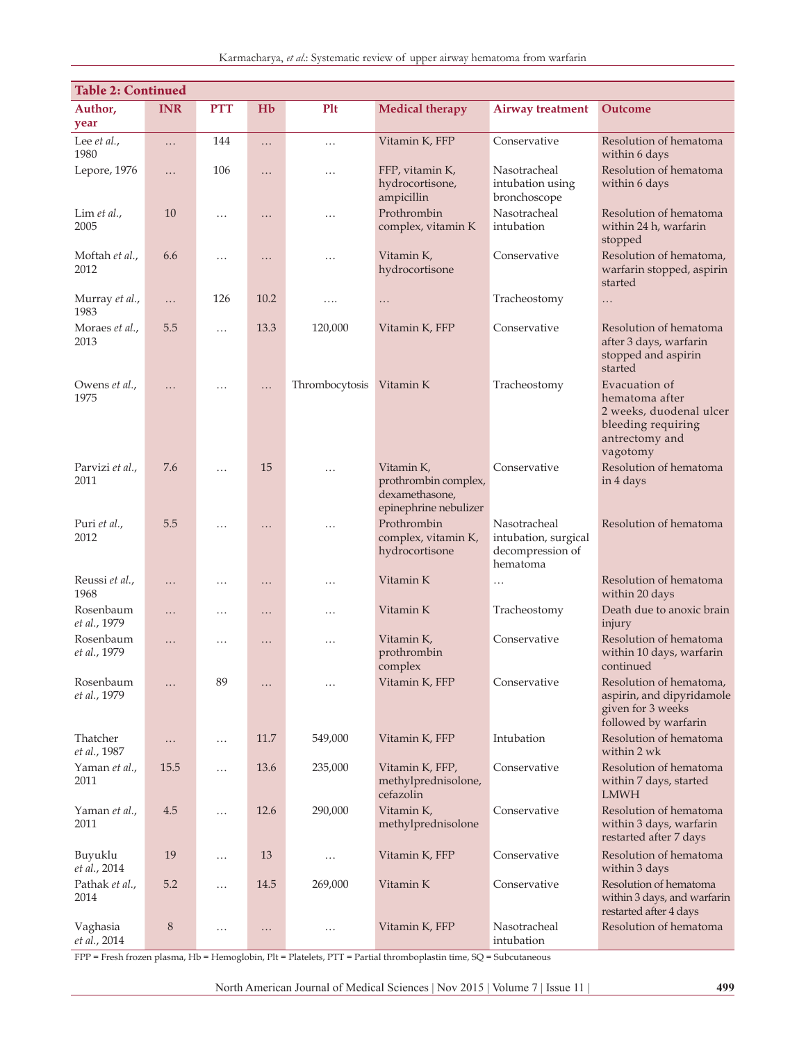**Table 2: Continued**

| Author, year | INR | PTT | Hb | Plt | Medical therapy | Airway treatment | Outcome |
|---|---|---|---|---|---|---|---|
| Lee *et al.*, 1980 | ... | 144 | ... | ... | Vitamin K, FFP | Conservative | Resolution of hematoma within 6 days |
| Lepore, 1976 | ... | 106 | ... | ... | FFP, vitamin K, hydrocortisone, ampicillin | Nasotracheal intubation using bronchoscope | Resolution of hematoma within 6 days |
| Lim *et al.*, 2005 | 10 | ... | ... | ... | Prothrombin complex, vitamin K | Nasotracheal intubation | Resolution of hematoma within 24 h, warfarin stopped |
| Moftah *et al.*, 2012 | 6.6 | ... | ... | ... | Vitamin K, hydrocortisone | Conservative | Resolution of hematoma, warfarin stopped, aspirin started |
| Murray *et al.*, 1983 | ... | 126 | 10.2 | .... | ... | Tracheostomy | ... |
| Moraes *et al.*, 2013 | 5.5 | ... | 13.3 | 120,000 | Vitamin K, FFP | Conservative | Resolution of hematoma after 3 days, warfarin stopped and aspirin started |
| Owens *et al.*, 1975 | ... | ... | ... | Thrombocytosis | Vitamin K | Tracheostomy | Evacuation of hematoma after 2 weeks, duodenal ulcer bleeding requiring antrectomy and vagotomy |
| Parvizi *et al.*, 2011 | 7.6 | ... | 15 | ... | Vitamin K, prothrombin complex, dexamethasone, epinephrine nebulizer | Conservative | Resolution of hematoma in 4 days |
| Puri *et al.*, 2012 | 5.5 | ... | ... | ... | Prothrombin complex, vitamin K, hydrocortisone | Nasotracheal intubation, surgical decompression of hematoma | Resolution of hematoma |
| Reussi *et al.*, 1968 | ... | ... | ... | ... | Vitamin K | ... | Resolution of hematoma within 20 days |
| Rosenbaum *et al.*, 1979 | ... | ... | ... | ... | Vitamin K | Tracheostomy | Death due to anoxic brain injury |
| Rosenbaum *et al.*, 1979 | ... | ... | ... | ... | Vitamin K, prothrombin complex | Conservative | Resolution of hematoma within 10 days, warfarin continued |
| Rosenbaum *et al.*, 1979 | ... | 89 | ... | ... | Vitamin K, FFP | Conservative | Resolution of hematoma, aspirin, and dipyridamole given for 3 weeks followed by warfarin |
| Thatcher *et al.*, 1987 | ... | ... | 11.7 | 549,000 | Vitamin K, FFP | Intubation | Resolution of hematoma within 2 wk |
| Yaman *et al.*, 2011 | 15.5 | ... | 13.6 | 235,000 | Vitamin K, FFP, methylprednisolone, cefazolin | Conservative | Resolution of hematoma within 7 days, started LMWH |
| Yaman *et al.*, 2011 | 4.5 | ... | 12.6 | 290,000 | Vitamin K, methylprednisolone | Conservative | Resolution of hematoma within 3 days, warfarin restarted after 7 days |
| Buyuklu *et al.*, 2014 | 19 | ... | 13 | ... | Vitamin K, FFP | Conservative | Resolution of hematoma within 3 days |
| Pathak *et al.*, 2014 | 5.2 | ... | 14.5 | 269,000 | Vitamin K | Conservative | Resolution of hematoma within 3 days, and warfarin restarted after 4 days |
| Vaghasia *et al.*, 2014 | 8 | ... | ... | ... | Vitamin K, FFP | Nasotracheal intubation | Resolution of hematoma |

FPP = Fresh frozen plasma, Hb = Hemoglobin, Plt = Platelets, PTT = Partial thromboplastin time, SQ = Subcutaneous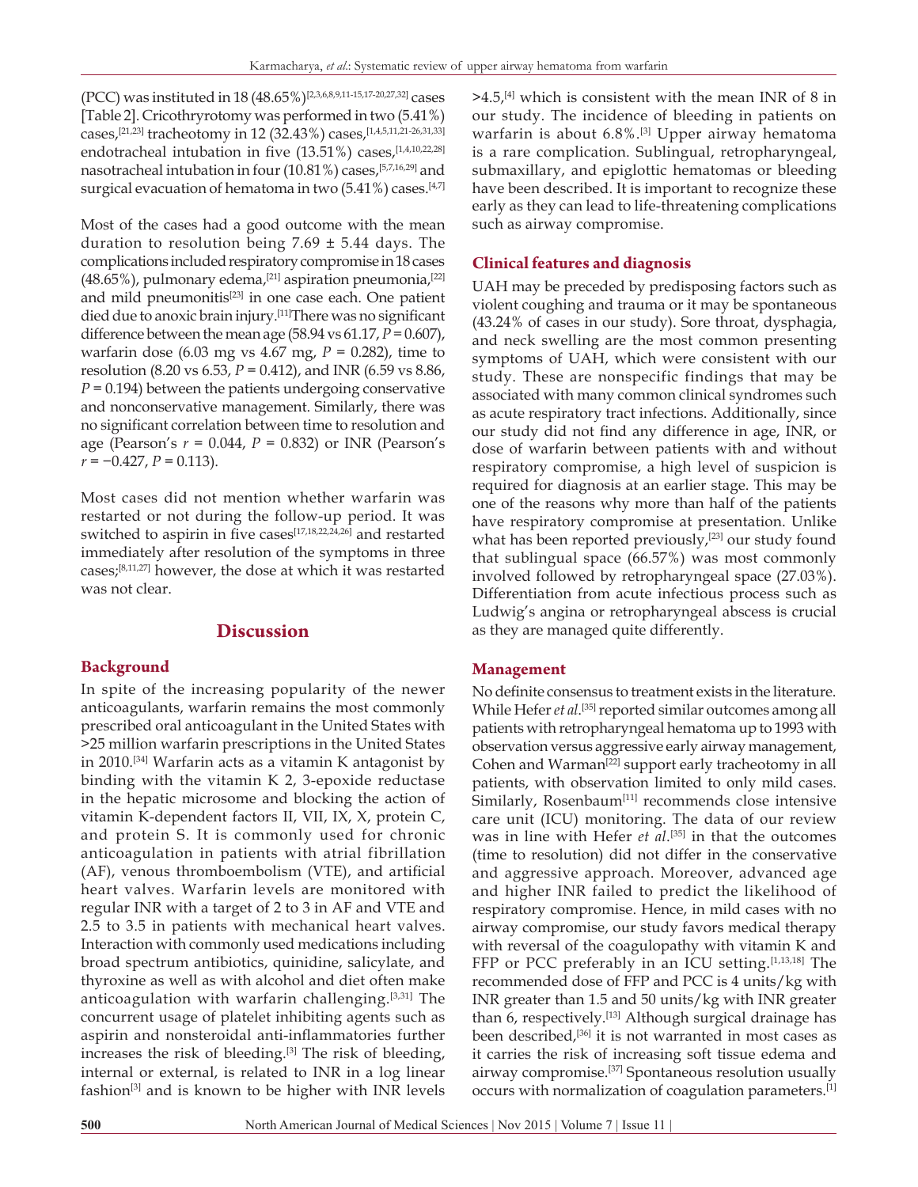(PCC) was instituted in 18 (48.65%)[2,3,6,8,9,11-15,17-20,27,32] cases [Table 2]. Cricothyrotomy was performed in two (5.41%) cases,[21,23] tracheotomy in 12 (32.43%) cases,[1,4,5,11,21-26,31,33] endotracheal intubation in five (13.51%) cases,[1,4,10,22,28] nasotracheal intubation in four (10.81%) cases,[5,7,16,29] and surgical evacuation of hematoma in two (5.41%) cases.[4,7]

Most of the cases had a good outcome with the mean duration to resolution being 7.69 ± 5.44 days. The complications included respiratory compromise in 18 cases (48.65%), pulmonary edema,[21] aspiration pneumonia,[22] and mild pneumonitis[23] in one case each. One patient died due to anoxic brain injury.[11] There was no significant difference between the mean age (58.94 vs 61.17, $P = 0.607$), warfarin dose (6.03 mg vs 4.67 mg, $P = 0.282$), time to resolution (8.20 vs 6.53, $P = 0.412$), and INR (6.59 vs 8.86, $P = 0.194$) between the patients undergoing conservative and nonconservative management. Similarly, there was no significant correlation between time to resolution and age (Pearson's $r = 0.044$, $P = 0.832$) or INR (Pearson's $r = -0.427$, $P = 0.113$).

Most cases did not mention whether warfarin was restarted or not during the follow-up period. It was switched to aspirin in five cases[17,18,22,24,26] and restarted immediately after resolution of the symptoms in three cases;[8,11,27] however, the dose at which it was restarted was not clear.

## Discussion

### Background

In spite of the increasing popularity of the newer anticoagulants, warfarin remains the most commonly prescribed oral anticoagulant in the United States with >25 million warfarin prescriptions in the United States in 2010.[34] Warfarin acts as a vitamin K antagonist by binding with the vitamin K 2, 3-epoxide reductase in the hepatic microsome and blocking the action of vitamin K-dependent factors II, VII, IX, X, protein C, and protein S. It is commonly used for chronic anticoagulation in patients with atrial fibrillation (AF), venous thromboembolism (VTE), and artificial heart valves. Warfarin levels are monitored with regular INR with a target of 2 to 3 in AF and VTE and 2.5 to 3.5 in patients with mechanical heart valves. Interaction with commonly used medications including broad spectrum antibiotics, quinidine, salicylate, and thyroxine as well as with alcohol and diet often make anticoagulation with warfarin challenging.[3,31] The concurrent usage of platelet inhibiting agents such as aspirin and nonsteroidal anti-inflammatories further increases the risk of bleeding.[3] The risk of bleeding, internal or external, is related to INR in a log linear fashion[3] and is known to be higher with INR levels >4.5,[4] which is consistent with the mean INR of 8 in our study. The incidence of bleeding in patients on warfarin is about 6.8%.[3] Upper airway hematoma is a rare complication. Sublingual, retropharyngeal, submaxillary, and epiglottic hematomas or bleeding have been described. It is important to recognize these early as they can lead to life-threatening complications such as airway compromise.

### Clinical features and diagnosis

UAH may be preceded by predisposing factors such as violent coughing and trauma or it may be spontaneous (43.24% of cases in our study). Sore throat, dysphagia, and neck swelling are the most common presenting symptoms of UAH, which were consistent with our study. These are nonspecific findings that may be associated with many common clinical syndromes such as acute respiratory tract infections. Additionally, since our study did not find any difference in age, INR, or dose of warfarin between patients with and without respiratory compromise, a high level of suspicion is required for diagnosis at an earlier stage. This may be one of the reasons why more than half of the patients have respiratory compromise at presentation. Unlike what has been reported previously,[23] our study found that sublingual space (66.57%) was most commonly involved followed by retropharyngeal space (27.03%). Differentiation from acute infectious process such as Ludwig's angina or retropharyngeal abscess is crucial as they are managed quite differently.

### Management

No definite consensus to treatment exists in the literature. While Hefer *et al*.[35] reported similar outcomes among all patients with retropharyngeal hematoma up to 1993 with observation versus aggressive early airway management, Cohen and Warman[22] support early tracheotomy in all patients, with observation limited to only mild cases. Similarly, Rosenbaum[11] recommends close intensive care unit (ICU) monitoring. The data of our review was in line with Hefer *et al*.[35] in that the outcomes (time to resolution) did not differ in the conservative and aggressive approach. Moreover, advanced age and higher INR failed to predict the likelihood of respiratory compromise. Hence, in mild cases with no airway compromise, our study favors medical therapy with reversal of the coagulopathy with vitamin K and FFP or PCC preferably in an ICU setting.[1,13,18] The recommended dose of FFP and PCC is 4 units/kg with INR greater than 1.5 and 50 units/kg with INR greater than 6, respectively.[13] Although surgical drainage has been described,[36] it is not warranted in most cases as it carries the risk of increasing soft tissue edema and airway compromise.[37] Spontaneous resolution usually occurs with normalization of coagulation parameters.[1]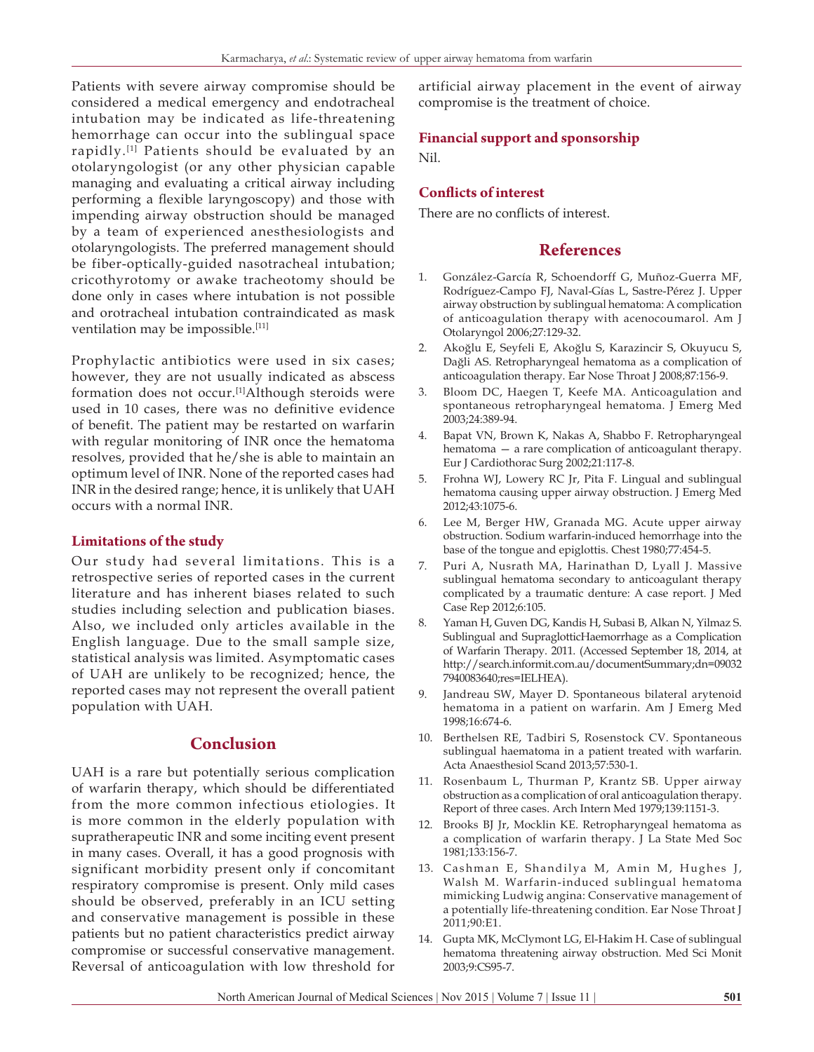Patients with severe airway compromise should be considered a medical emergency and endotracheal intubation may be indicated as life-threatening hemorrhage can occur into the sublingual space rapidly.[1] Patients should be evaluated by an otolaryngologist (or any other physician capable managing and evaluating a critical airway including performing a flexible laryngoscopy) and those with impending airway obstruction should be managed by a team of experienced anesthesiologists and otolaryngologists. The preferred management should be fiber-optically-guided nasotracheal intubation; cricothyrotomy or awake tracheotomy should be done only in cases where intubation is not possible and orotracheal intubation contraindicated as mask ventilation may be impossible.[11]

Prophylactic antibiotics were used in six cases; however, they are not usually indicated as abscess formation does not occur.[1]Although steroids were used in 10 cases, there was no definitive evidence of benefit. The patient may be restarted on warfarin with regular monitoring of INR once the hematoma resolves, provided that he/she is able to maintain an optimum level of INR. None of the reported cases had INR in the desired range; hence, it is unlikely that UAH occurs with a normal INR.

### Limitations of the study

Our study had several limitations. This is a retrospective series of reported cases in the current literature and has inherent biases related to such studies including selection and publication biases. Also, we included only articles available in the English language. Due to the small sample size, statistical analysis was limited. Asymptomatic cases of UAH are unlikely to be recognized; hence, the reported cases may not represent the overall patient population with UAH.

## Conclusion

UAH is a rare but potentially serious complication of warfarin therapy, which should be differentiated from the more common infectious etiologies. It is more common in the elderly population with supratherapeutic INR and some inciting event present in many cases. Overall, it has a good prognosis with significant morbidity present only if concomitant respiratory compromise is present. Only mild cases should be observed, preferably in an ICU setting and conservative management is possible in these patients but no patient characteristics predict airway compromise or successful conservative management. Reversal of anticoagulation with low threshold for artificial airway placement in the event of airway compromise is the treatment of choice.

### Financial support and sponsorship

Nil.

### Conflicts of interest

There are no conflicts of interest.

## References

1. González-García R, Schoendorff G, Muñoz-Guerra MF, Rodríguez-Campo FJ, Naval-Gías L, Sastre-Pérez J. Upper airway obstruction by sublingual hematoma: A complication of anticoagulation therapy with acenocoumarol. Am J Otolaryngol 2006;27:129-32.
2. Akoğlu E, Seyfeli E, Akoğlu S, Karazincir S, Okuyucu S, Dağli AS. Retropharyngeal hematoma as a complication of anticoagulation therapy. Ear Nose Throat J 2008;87:156-9.
3. Bloom DC, Haegen T, Keefe MA. Anticoagulation and spontaneous retropharyngeal hematoma. J Emerg Med 2003;24:389-94.
4. Bapat VN, Brown K, Nakas A, Shabbo F. Retropharyngeal hematoma — a rare complication of anticoagulant therapy. Eur J Cardiothorac Surg 2002;21:117-8.
5. Frohna WJ, Lowery RC Jr, Pita F. Lingual and sublingual hematoma causing upper airway obstruction. J Emerg Med 2012;43:1075-6.
6. Lee M, Berger HW, Granada MG. Acute upper airway obstruction. Sodium warfarin-induced hemorrhage into the base of the tongue and epiglottis. Chest 1980;77:454-5.
7. Puri A, Nusrath MA, Harinathan D, Lyall J. Massive sublingual hematoma secondary to anticoagulant therapy complicated by a traumatic denture: A case report. J Med Case Rep 2012;6:105.
8. Yaman H, Guven DG, Kandis H, Subasi B, Alkan N, Yilmaz S. Sublingual and SupraglotticHaemorrhage as a Complication of Warfarin Therapy. 2011. (Accessed September 18, 2014, at http://search.informit.com.au/documentSummary;dn=090327940083640;res=IELHEA).
9. Jandreau SW, Mayer D. Spontaneous bilateral arytenoid hematoma in a patient on warfarin. Am J Emerg Med 1998;16:674-6.
10. Berthelsen RE, Tadbiri S, Rosenstock CV. Spontaneous sublingual haematoma in a patient treated with warfarin. Acta Anaesthesiol Scand 2013;57:530-1.
11. Rosenbaum L, Thurman P, Krantz SB. Upper airway obstruction as a complication of oral anticoagulation therapy. Report of three cases. Arch Intern Med 1979;139:1151-3.
12. Brooks BJ Jr, Mocklin KE. Retropharyngeal hematoma as a complication of warfarin therapy. J La State Med Soc 1981;133:156-7.
13. Cashman E, Shandilya M, Amin M, Hughes J, Walsh M. Warfarin-induced sublingual hematoma mimicking Ludwig angina: Conservative management of a potentially life-threatening condition. Ear Nose Throat J 2011;90:E1.
14. Gupta MK, McClymont LG, El-Hakim H. Case of sublingual hematoma threatening airway obstruction. Med Sci Monit 2003;9:CS95-7.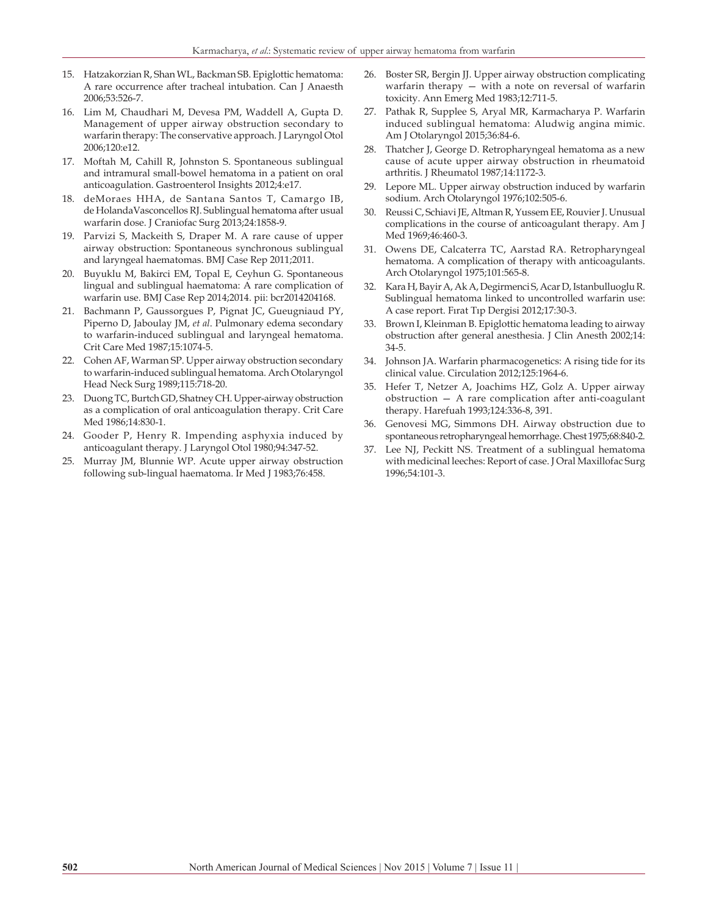15. Hatzakorzian R, Shan WL, Backman SB. Epiglottic hematoma: A rare occurrence after tracheal intubation. Can J Anaesth 2006;53:526-7.
16. Lim M, Chaudhari M, Devesa PM, Waddell A, Gupta D. Management of upper airway obstruction secondary to warfarin therapy: The conservative approach. J Laryngol Otol 2006;120:e12.
17. Moftah M, Cahill R, Johnston S. Spontaneous sublingual and intramural small-bowel hematoma in a patient on oral anticoagulation. Gastroenterol Insights 2012;4:e17.
18. deMoraes HHA, de Santana Santos T, Camargo IB, de Holanda Vasconcellos RJ. Sublingual hematoma after usual warfarin dose. J Craniofac Surg 2013;24:1858-9.
19. Parvizi S, Mackeith S, Draper M. A rare cause of upper airway obstruction: Spontaneous synchronous sublingual and laryngeal haematomas. BMJ Case Rep 2011;2011.
20. Buyuklu M, Bakirci EM, Topal E, Ceyhun G. Spontaneous lingual and sublingual haematoma: A rare complication of warfarin use. BMJ Case Rep 2014;2014. pii: bcr2014204168.
21. Bachmann P, Gaussorgues P, Pignat JC, Gueugniaud PY, Piperno D, Jaboulay JM, *et al*. Pulmonary edema secondary to warfarin-induced sublingual and laryngeal hematoma. Crit Care Med 1987;15:1074-5.
22. Cohen AF, Warman SP. Upper airway obstruction secondary to warfarin-induced sublingual hematoma. Arch Otolaryngol Head Neck Surg 1989;115:718-20.
23. Duong TC, Burtch GD, Shatney CH. Upper-airway obstruction as a complication of oral anticoagulation therapy. Crit Care Med 1986;14:830-1.
24. Gooder P, Henry R. Impending asphyxia induced by anticoagulant therapy. J Laryngol Otol 1980;94:347-52.
25. Murray JM, Blunnie WP. Acute upper airway obstruction following sub-lingual haematoma. Ir Med J 1983;76:458.
26. Boster SR, Bergin JJ. Upper airway obstruction complicating warfarin therapy — with a note on reversal of warfarin toxicity. Ann Emerg Med 1983;12:711-5.
27. Pathak R, Supplee S, Aryal MR, Karmacharya P. Warfarin induced sublingual hematoma: Aludwig angina mimic. Am J Otolaryngol 2015;36:84-6.
28. Thatcher J, George D. Retropharyngeal hematoma as a new cause of acute upper airway obstruction in rheumatoid arthritis. J Rheumatol 1987;14:1172-3.
29. Lepore ML. Upper airway obstruction induced by warfarin sodium. Arch Otolaryngol 1976;102:505-6.
30. Reussi C, Schiavi JE, Altman R, Yussem EE, Rouvier J. Unusual complications in the course of anticoagulant therapy. Am J Med 1969;46:460-3.
31. Owens DE, Calcaterra TC, Aarstad RA. Retropharyngeal hematoma. A complication of therapy with anticoagulants. Arch Otolaryngol 1975;101:565-8.
32. Kara H, Bayir A, Ak A, Degirmenci S, Acar D, Istanbulluoglu R. Sublingual hematoma linked to uncontrolled warfarin use: A case report. Fırat Tıp Dergisi 2012;17:30-3.
33. Brown I, Kleinman B. Epiglottic hematoma leading to airway obstruction after general anesthesia. J Clin Anesth 2002;14: 34-5.
34. Johnson JA. Warfarin pharmacogenetics: A rising tide for its clinical value. Circulation 2012;125:1964-6.
35. Hefer T, Netzer A, Joachims HZ, Golz A. Upper airway obstruction — A rare complication after anti-coagulant therapy. Harefuah 1993;124:336-8, 391.
36. Genovesi MG, Simmons DH. Airway obstruction due to spontaneous retropharyngeal hemorrhage. Chest 1975;68:840-2.
37. Lee NJ, Peckitt NS. Treatment of a sublingual hematoma with medicinal leeches: Report of case. J Oral Maxillofac Surg 1996;54:101-3.